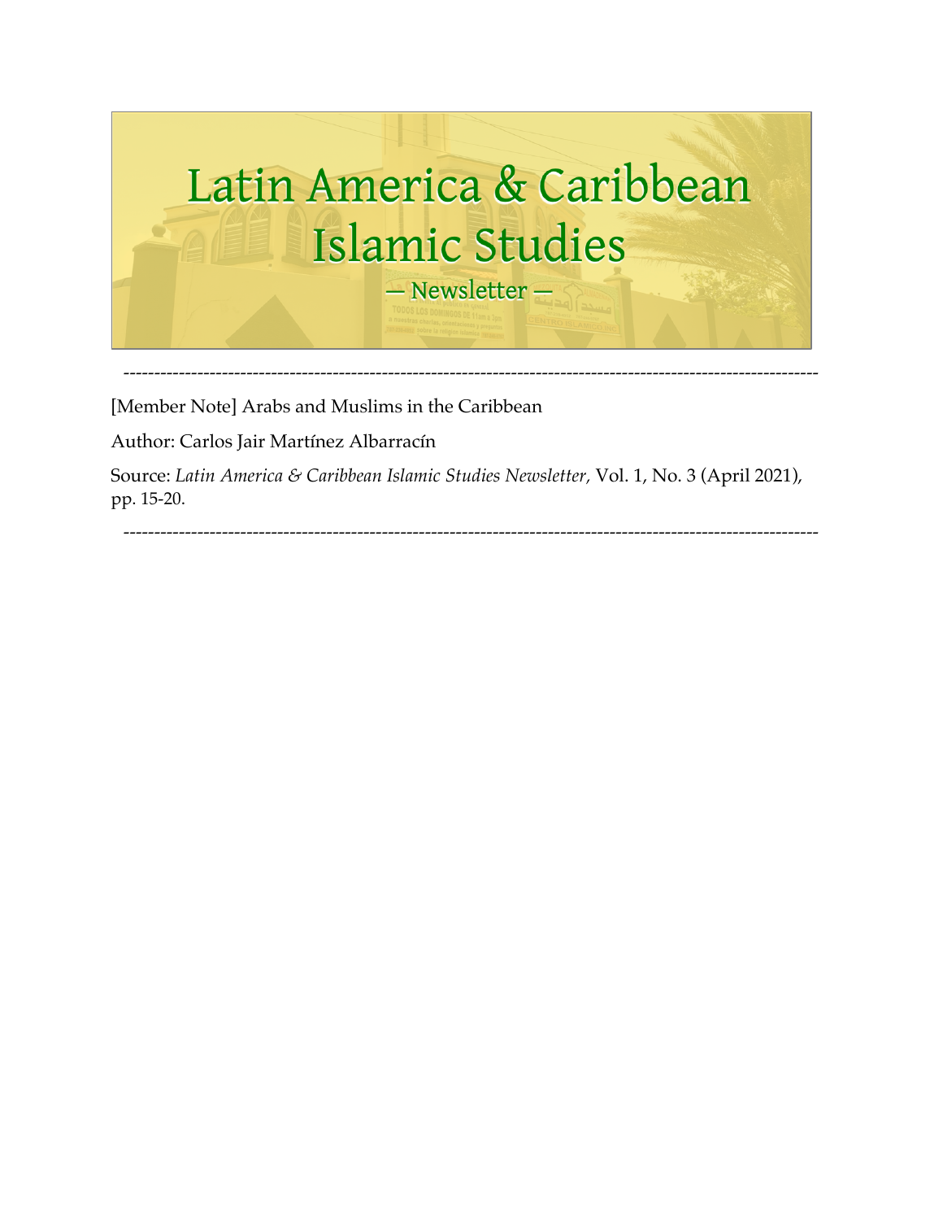# Latin America & Caribbean Islamic Studies

— Newsletter —

---

[Member Note] Arabs and Muslims in the Caribbean

Author: Carlos Jair Martínez Albarracín

Source: *Latin America & Caribbean Islamic Studies Newsletter,* Vol. 1, No. 3 (April 2021), pp. 15-20.

---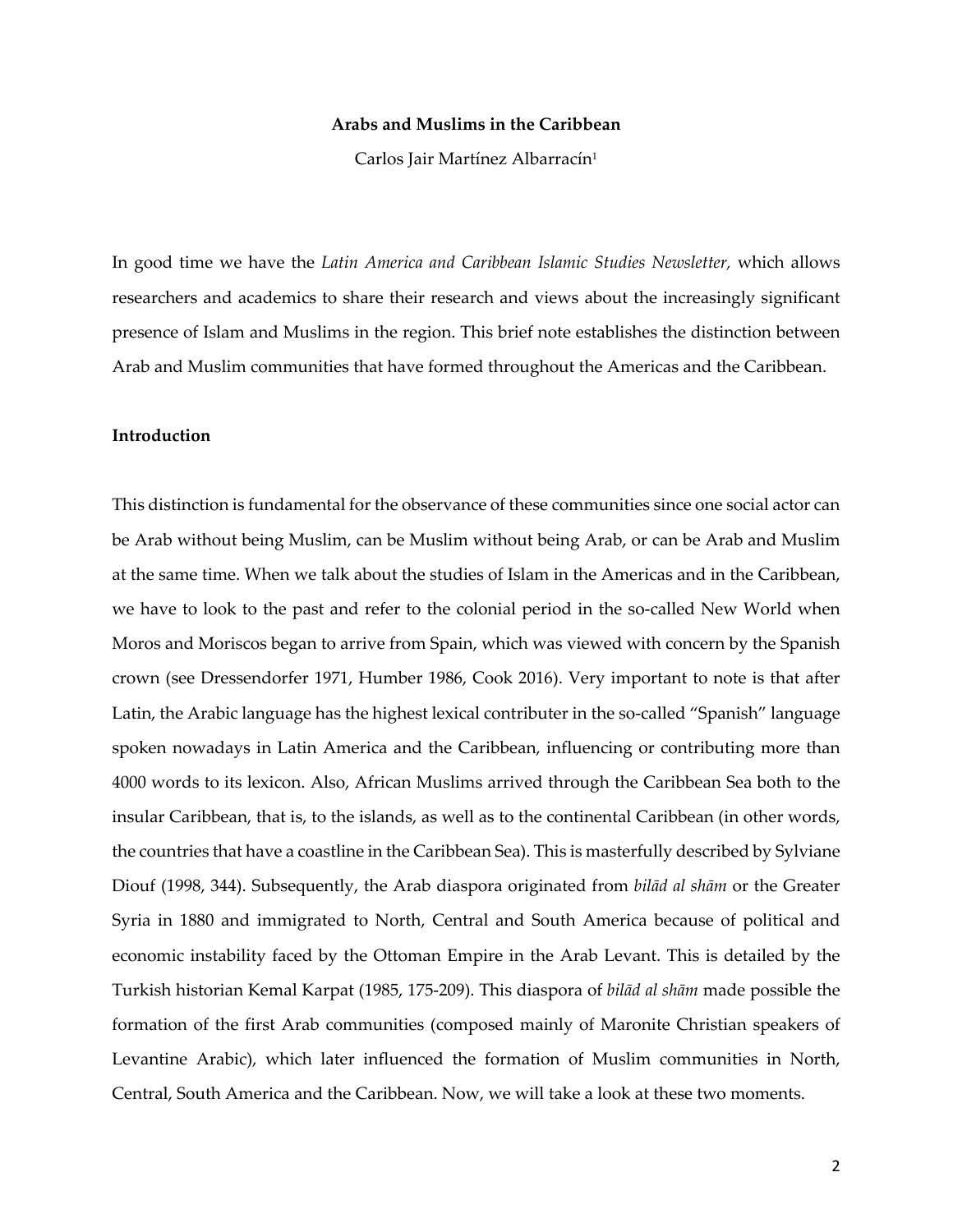**Arabs and Muslims in the Caribbean**

Carlos Jair Martínez Albarracín[1]

In good time we have the *Latin America and Caribbean Islamic Studies Newsletter,* which allows researchers and academics to share their research and views about the increasingly significant presence of Islam and Muslims in the region. This brief note establishes the distinction between Arab and Muslim communities that have formed throughout the Americas and the Caribbean.

**Introduction**

This distinction is fundamental for the observance of these communities since one social actor can be Arab without being Muslim, can be Muslim without being Arab, or can be Arab and Muslim at the same time. When we talk about the studies of Islam in the Americas and in the Caribbean, we have to look to the past and refer to the colonial period in the so-called New World when Moros and Moriscos began to arrive from Spain, which was viewed with concern by the Spanish crown (see Dressendorfer 1971, Humber 1986, Cook 2016). Very important to note is that after Latin, the Arabic language has the highest lexical contributer in the so-called "Spanish" language spoken nowadays in Latin America and the Caribbean, influencing or contributing more than 4000 words to its lexicon. Also, African Muslims arrived through the Caribbean Sea both to the insular Caribbean, that is, to the islands, as well as to the continental Caribbean (in other words, the countries that have a coastline in the Caribbean Sea). This is masterfully described by Sylviane Diouf (1998, 344). Subsequently, the Arab diaspora originated from *bilād al shām* or the Greater Syria in 1880 and immigrated to North, Central and South America because of political and economic instability faced by the Ottoman Empire in the Arab Levant. This is detailed by the Turkish historian Kemal Karpat (1985, 175-209). This diaspora of *bilād al shām* made possible the formation of the first Arab communities (composed mainly of Maronite Christian speakers of Levantine Arabic), which later influenced the formation of Muslim communities in North, Central, South America and the Caribbean. Now, we will take a look at these two moments.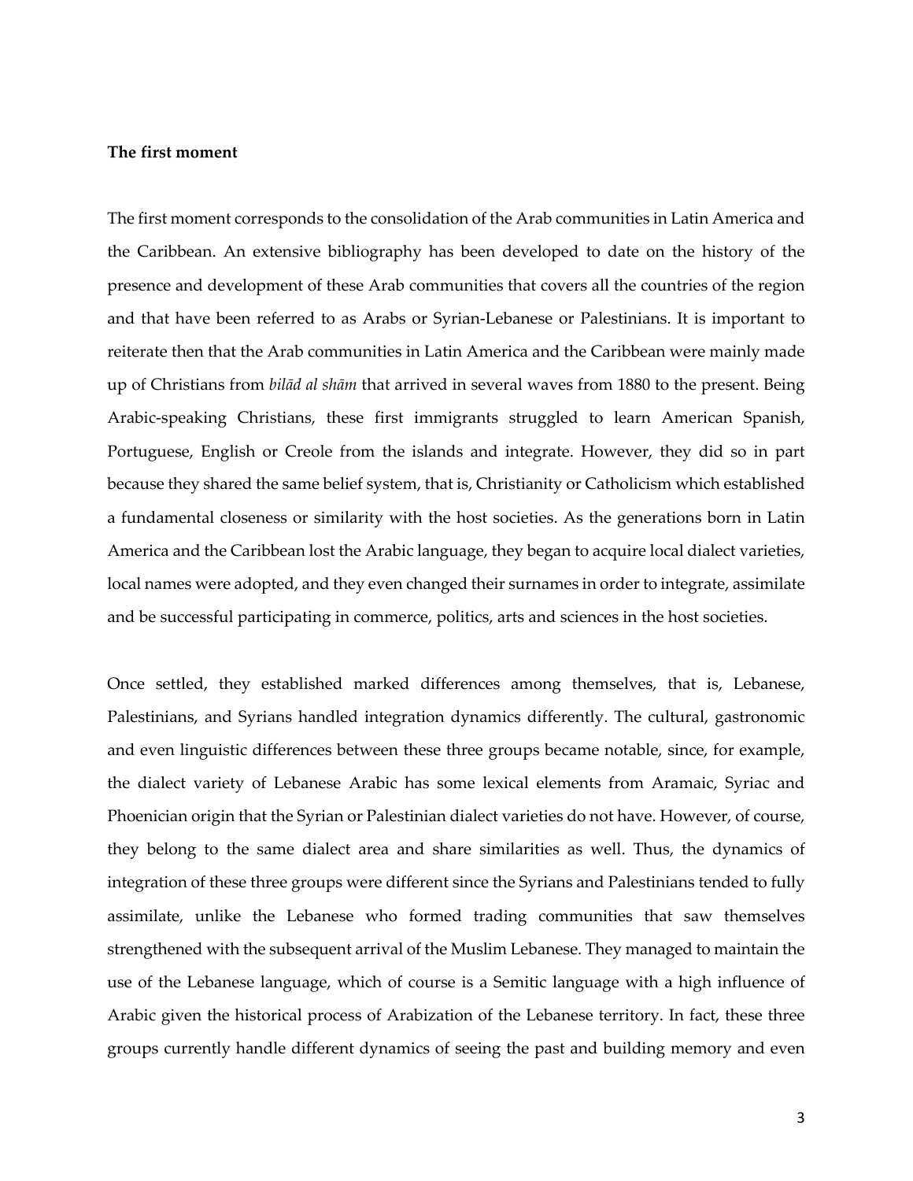**The first moment**

The first moment corresponds to the consolidation of the Arab communities in Latin America and the Caribbean. An extensive bibliography has been developed to date on the history of the presence and development of these Arab communities that covers all the countries of the region and that have been referred to as Arabs or Syrian-Lebanese or Palestinians. It is important to reiterate then that the Arab communities in Latin America and the Caribbean were mainly made up of Christians from *bilād al shām* that arrived in several waves from 1880 to the present. Being Arabic-speaking Christians, these first immigrants struggled to learn American Spanish, Portuguese, English or Creole from the islands and integrate. However, they did so in part because they shared the same belief system, that is, Christianity or Catholicism which established a fundamental closeness or similarity with the host societies. As the generations born in Latin America and the Caribbean lost the Arabic language, they began to acquire local dialect varieties, local names were adopted, and they even changed their surnames in order to integrate, assimilate and be successful participating in commerce, politics, arts and sciences in the host societies.

Once settled, they established marked differences among themselves, that is, Lebanese, Palestinians, and Syrians handled integration dynamics differently. The cultural, gastronomic and even linguistic differences between these three groups became notable, since, for example, the dialect variety of Lebanese Arabic has some lexical elements from Aramaic, Syriac and Phoenician origin that the Syrian or Palestinian dialect varieties do not have. However, of course, they belong to the same dialect area and share similarities as well. Thus, the dynamics of integration of these three groups were different since the Syrians and Palestinians tended to fully assimilate, unlike the Lebanese who formed trading communities that saw themselves strengthened with the subsequent arrival of the Muslim Lebanese. They managed to maintain the use of the Lebanese language, which of course is a Semitic language with a high influence of Arabic given the historical process of Arabization of the Lebanese territory. In fact, these three groups currently handle different dynamics of seeing the past and building memory and even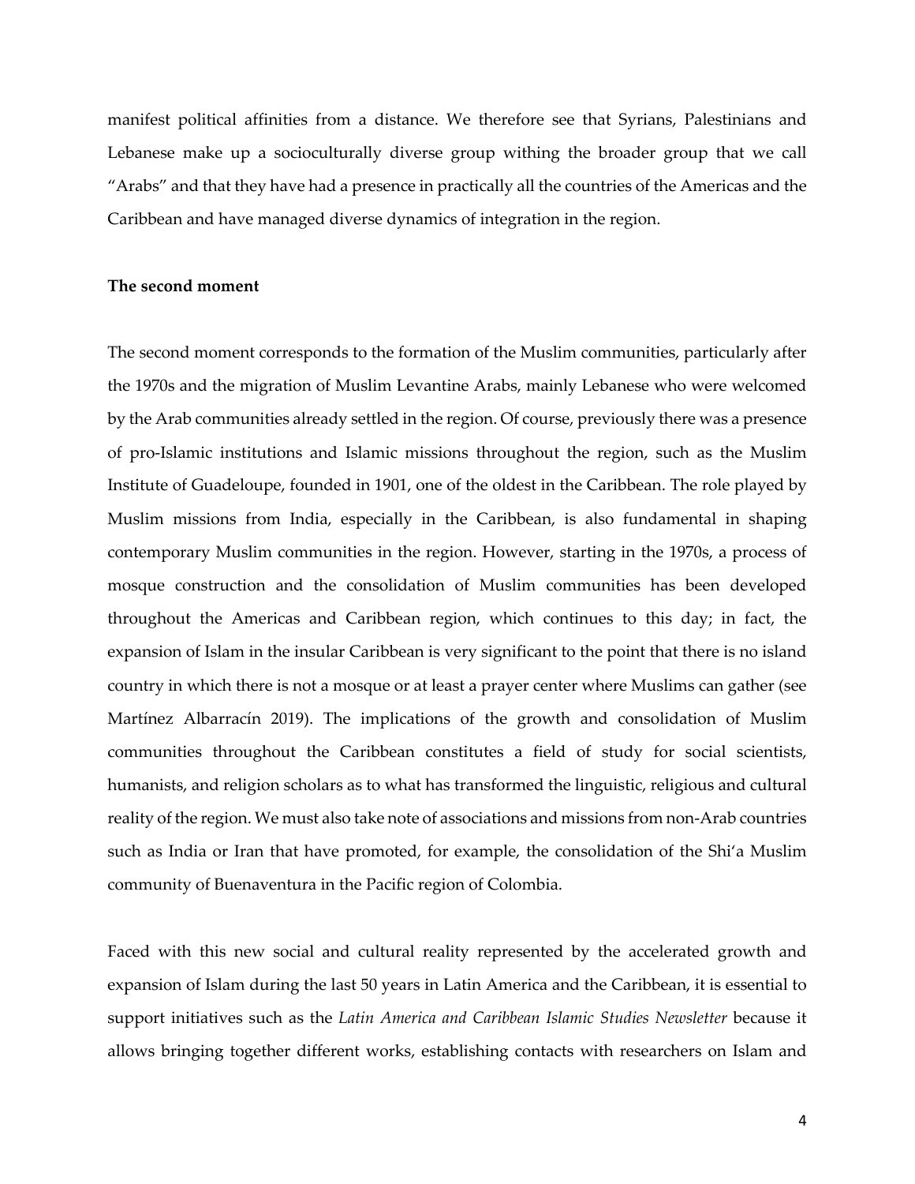manifest political affinities from a distance. We therefore see that Syrians, Palestinians and Lebanese make up a socioculturally diverse group withing the broader group that we call "Arabs" and that they have had a presence in practically all the countries of the Americas and the Caribbean and have managed diverse dynamics of integration in the region.

**The second moment**

The second moment corresponds to the formation of the Muslim communities, particularly after the 1970s and the migration of Muslim Levantine Arabs, mainly Lebanese who were welcomed by the Arab communities already settled in the region. Of course, previously there was a presence of pro-Islamic institutions and Islamic missions throughout the region, such as the Muslim Institute of Guadeloupe, founded in 1901, one of the oldest in the Caribbean. The role played by Muslim missions from India, especially in the Caribbean, is also fundamental in shaping contemporary Muslim communities in the region. However, starting in the 1970s, a process of mosque construction and the consolidation of Muslim communities has been developed throughout the Americas and Caribbean region, which continues to this day; in fact, the expansion of Islam in the insular Caribbean is very significant to the point that there is no island country in which there is not a mosque or at least a prayer center where Muslims can gather (see Martínez Albarracín 2019). The implications of the growth and consolidation of Muslim communities throughout the Caribbean constitutes a field of study for social scientists, humanists, and religion scholars as to what has transformed the linguistic, religious and cultural reality of the region. We must also take note of associations and missions from non-Arab countries such as India or Iran that have promoted, for example, the consolidation of the Shi'a Muslim community of Buenaventura in the Pacific region of Colombia.

Faced with this new social and cultural reality represented by the accelerated growth and expansion of Islam during the last 50 years in Latin America and the Caribbean, it is essential to support initiatives such as the *Latin America and Caribbean Islamic Studies Newsletter* because it allows bringing together different works, establishing contacts with researchers on Islam and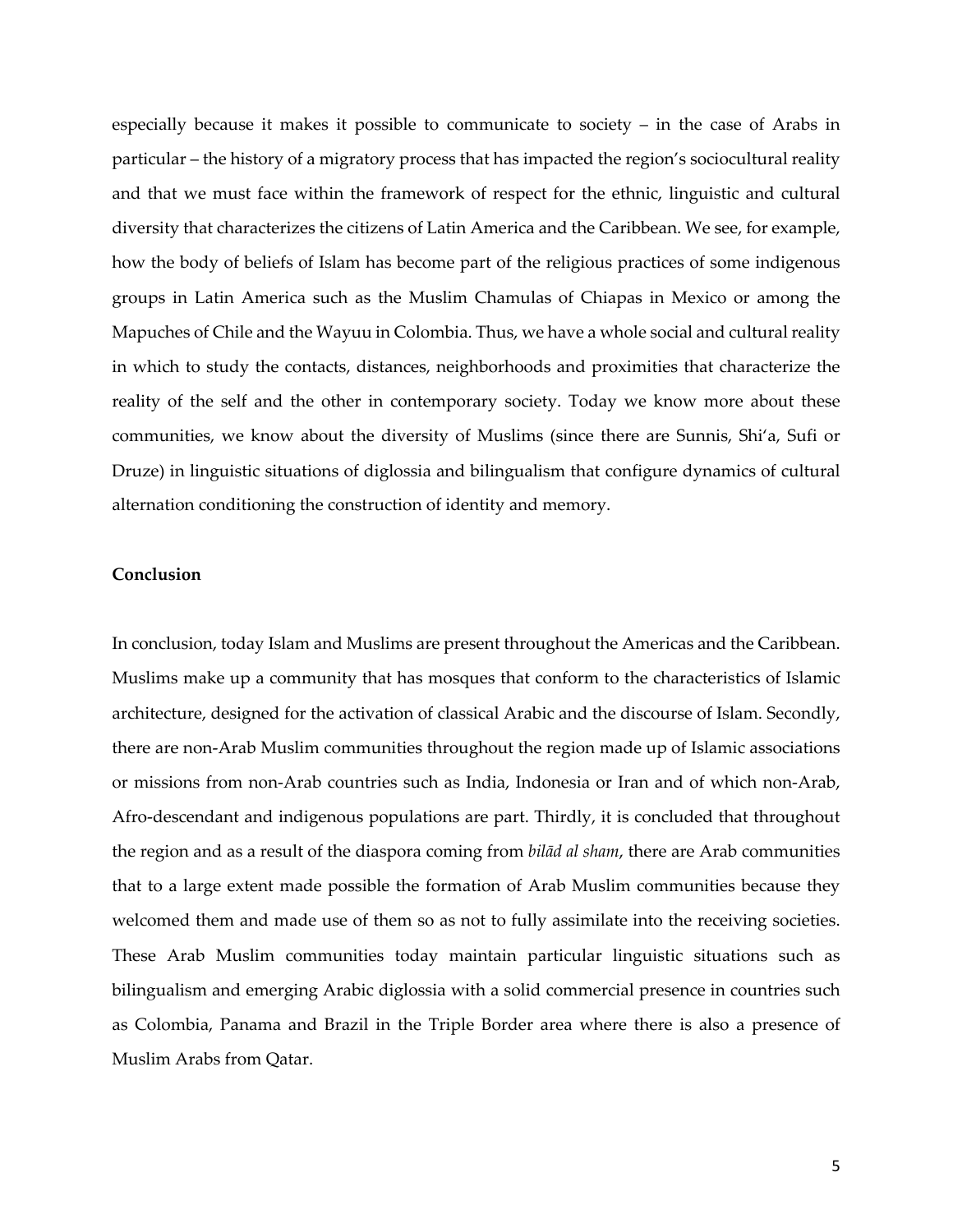especially because it makes it possible to communicate to society – in the case of Arabs in particular – the history of a migratory process that has impacted the region's sociocultural reality and that we must face within the framework of respect for the ethnic, linguistic and cultural diversity that characterizes the citizens of Latin America and the Caribbean. We see, for example, how the body of beliefs of Islam has become part of the religious practices of some indigenous groups in Latin America such as the Muslim Chamulas of Chiapas in Mexico or among the Mapuches of Chile and the Wayuu in Colombia. Thus, we have a whole social and cultural reality in which to study the contacts, distances, neighborhoods and proximities that characterize the reality of the self and the other in contemporary society. Today we know more about these communities, we know about the diversity of Muslims (since there are Sunnis, Shi'a, Sufi or Druze) in linguistic situations of diglossia and bilingualism that configure dynamics of cultural alternation conditioning the construction of identity and memory.

**Conclusion**

In conclusion, today Islam and Muslims are present throughout the Americas and the Caribbean. Muslims make up a community that has mosques that conform to the characteristics of Islamic architecture, designed for the activation of classical Arabic and the discourse of Islam. Secondly, there are non-Arab Muslim communities throughout the region made up of Islamic associations or missions from non-Arab countries such as India, Indonesia or Iran and of which non-Arab, Afro-descendant and indigenous populations are part. Thirdly, it is concluded that throughout the region and as a result of the diaspora coming from *bilād al sham*, there are Arab communities that to a large extent made possible the formation of Arab Muslim communities because they welcomed them and made use of them so as not to fully assimilate into the receiving societies. These Arab Muslim communities today maintain particular linguistic situations such as bilingualism and emerging Arabic diglossia with a solid commercial presence in countries such as Colombia, Panama and Brazil in the Triple Border area where there is also a presence of Muslim Arabs from Qatar.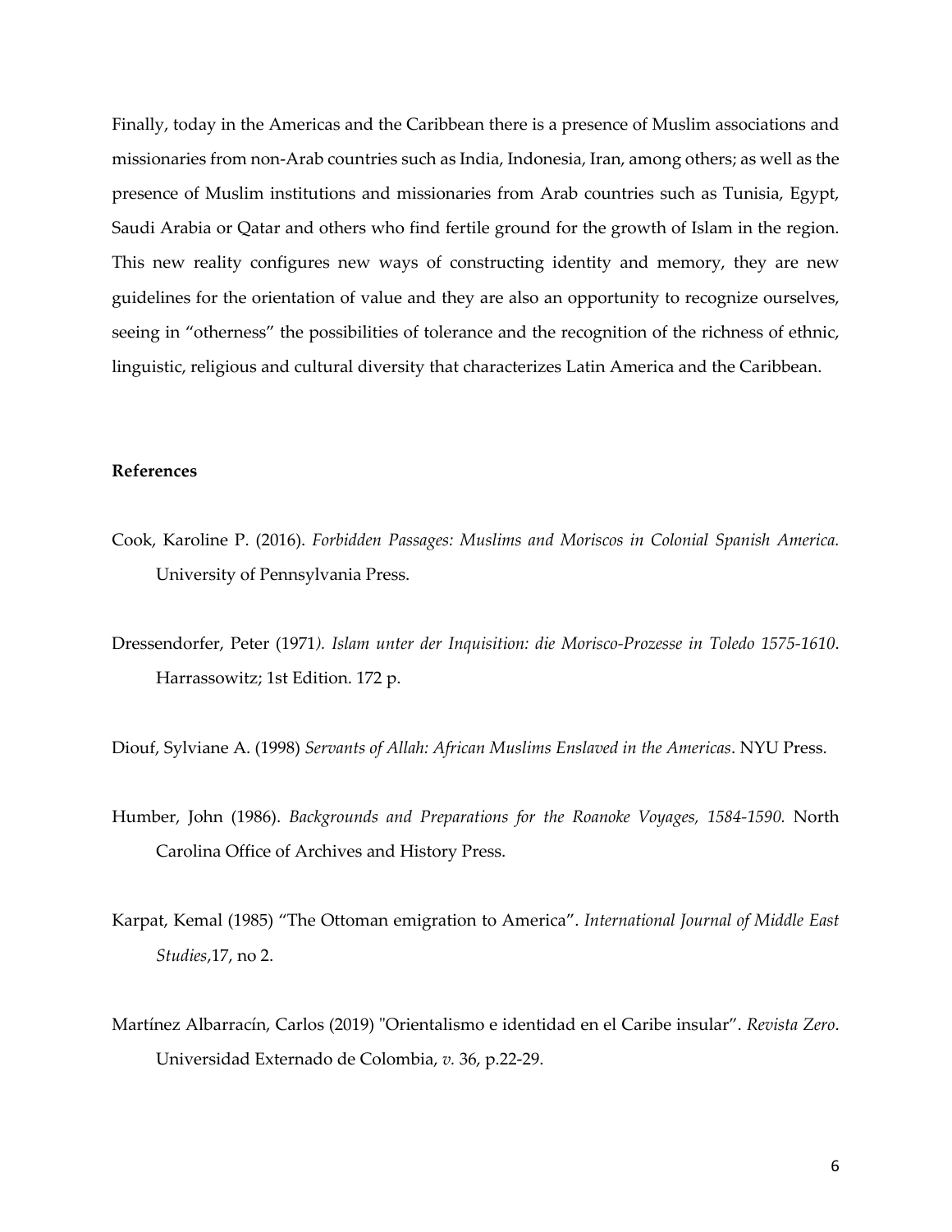Finally, today in the Americas and the Caribbean there is a presence of Muslim associations and missionaries from non-Arab countries such as India, Indonesia, Iran, among others; as well as the presence of Muslim institutions and missionaries from Arab countries such as Tunisia, Egypt, Saudi Arabia or Qatar and others who find fertile ground for the growth of Islam in the region. This new reality configures new ways of constructing identity and memory, they are new guidelines for the orientation of value and they are also an opportunity to recognize ourselves, seeing in "otherness" the possibilities of tolerance and the recognition of the richness of ethnic, linguistic, religious and cultural diversity that characterizes Latin America and the Caribbean.

**References**

Cook, Karoline P. (2016). *Forbidden Passages: Muslims and Moriscos in Colonial Spanish America.* University of Pennsylvania Press.

Dressendorfer, Peter (1971*). Islam unter der Inquisition: die Morisco-Prozesse in Toledo 1575-1610*. Harrassowitz; 1st Edition. 172 p.

Diouf, Sylviane A. (1998) *Servants of Allah: African Muslims Enslaved in the Americas*. NYU Press.

Humber, John (1986). *Backgrounds and Preparations for the Roanoke Voyages, 1584-1590.* North Carolina Office of Archives and History Press.

Karpat, Kemal (1985) "The Ottoman emigration to America". *International Journal of Middle East Studies*,17, no 2.

Martínez Albarracín, Carlos (2019) "Orientalismo e identidad en el Caribe insular". *Revista Zero*. Universidad Externado de Colombia, *v.* 36, p.22-29.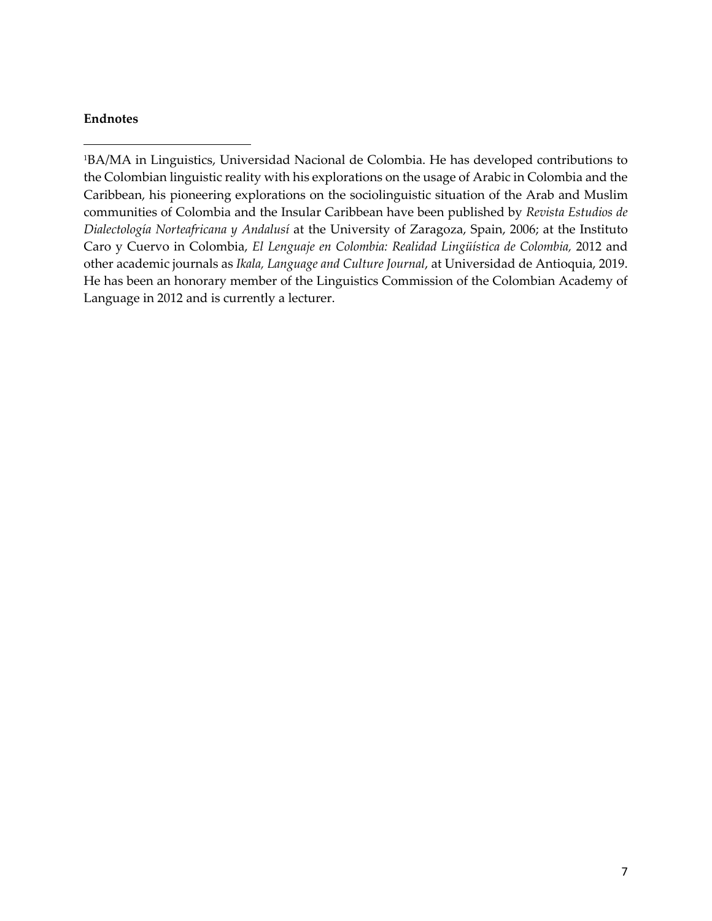**Endnotes**

[1]BA/MA in Linguistics, Universidad Nacional de Colombia. He has developed contributions to the Colombian linguistic reality with his explorations on the usage of Arabic in Colombia and the Caribbean, his pioneering explorations on the sociolinguistic situation of the Arab and Muslim communities of Colombia and the Insular Caribbean have been published by *Revista Estudios de Dialectología Norteafricana y Andalusí* at the University of Zaragoza, Spain, 2006; at the Instituto Caro y Cuervo in Colombia, *El Lenguaje en Colombia: Realidad Lingüística de Colombia,* 2012 and other academic journals as *Ikala, Language and Culture Journal*, at Universidad de Antioquia, 2019. He has been an honorary member of the Linguistics Commission of the Colombian Academy of Language in 2012 and is currently a lecturer.